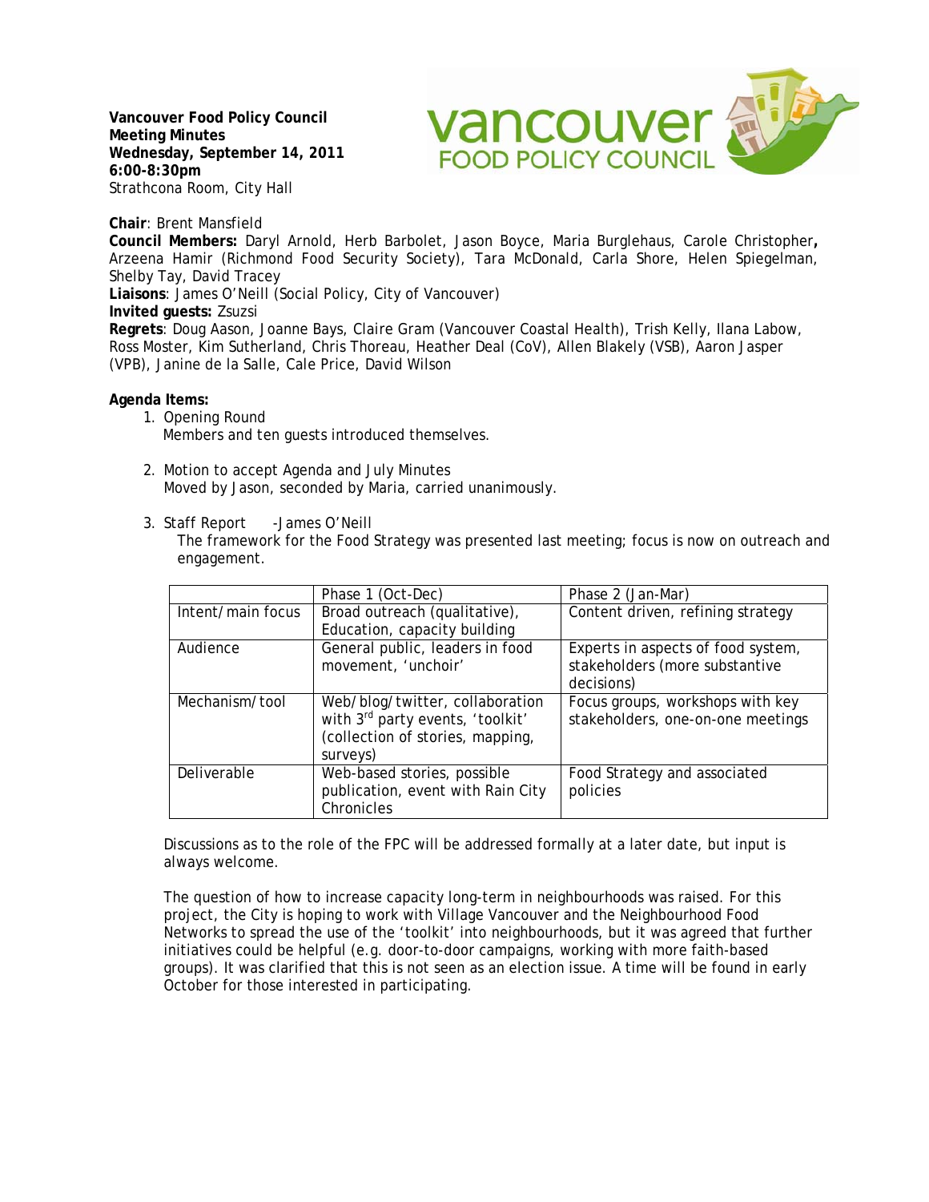**Vancouver Food Policy Council**
**Meeting Minutes**
**Wednesday, September 14, 2011**
**6:00-8:30pm**
Strathcona Room, City Hall

**Chair**: Brent Mansfield
**Council Members:** Daryl Arnold, Herb Barbolet, Jason Boyce, Maria Burglehaus, Carole Christopher**,** Arzeena Hamir (Richmond Food Security Society), Tara McDonald, Carla Shore, Helen Spiegelman, Shelby Tay, David Tracey
**Liaisons**: James O'Neill (Social Policy, City of Vancouver)
**Invited guests:** Zsuzsi
**Regrets**: Doug Aason, Joanne Bays, Claire Gram (Vancouver Coastal Health), Trish Kelly, Ilana Labow, Ross Moster, Kim Sutherland, Chris Thoreau, Heather Deal (CoV), Allen Blakely (VSB), Aaron Jasper (VPB), Janine de la Salle, Cale Price, David Wilson

**Agenda Items:**

1. Opening Round
   Members and ten guests introduced themselves.

2. Motion to accept Agenda and July Minutes
   Moved by Jason, seconded by Maria, carried unanimously.

3. Staff Report -James O'Neill
   The framework for the Food Strategy was presented last meeting; focus is now on outreach and engagement.

| | Phase 1 (Oct-Dec) | Phase 2 (Jan-Mar) |
|---|---|---|
| Intent/main focus | Broad outreach (qualitative), Education, capacity building | Content driven, refining strategy |
| Audience | General public, leaders in food movement, 'unchoir' | Experts in aspects of food system, stakeholders (more substantive decisions) |
| Mechanism/tool | Web/blog/twitter, collaboration with 3rd party events, 'toolkit' (collection of stories, mapping, surveys) | Focus groups, workshops with key stakeholders, one-on-one meetings |
| Deliverable | Web-based stories, possible publication, event with Rain City Chronicles | Food Strategy and associated policies |

   Discussions as to the role of the FPC will be addressed formally at a later date, but input is always welcome.

   The question of how to increase capacity long-term in neighbourhoods was raised. For this project, the City is hoping to work with Village Vancouver and the Neighbourhood Food Networks to spread the use of the 'toolkit' into neighbourhoods, but it was agreed that further initiatives could be helpful (e.g. door-to-door campaigns, working with more faith-based groups). It was clarified that this is not seen as an election issue. A time will be found in early October for those interested in participating.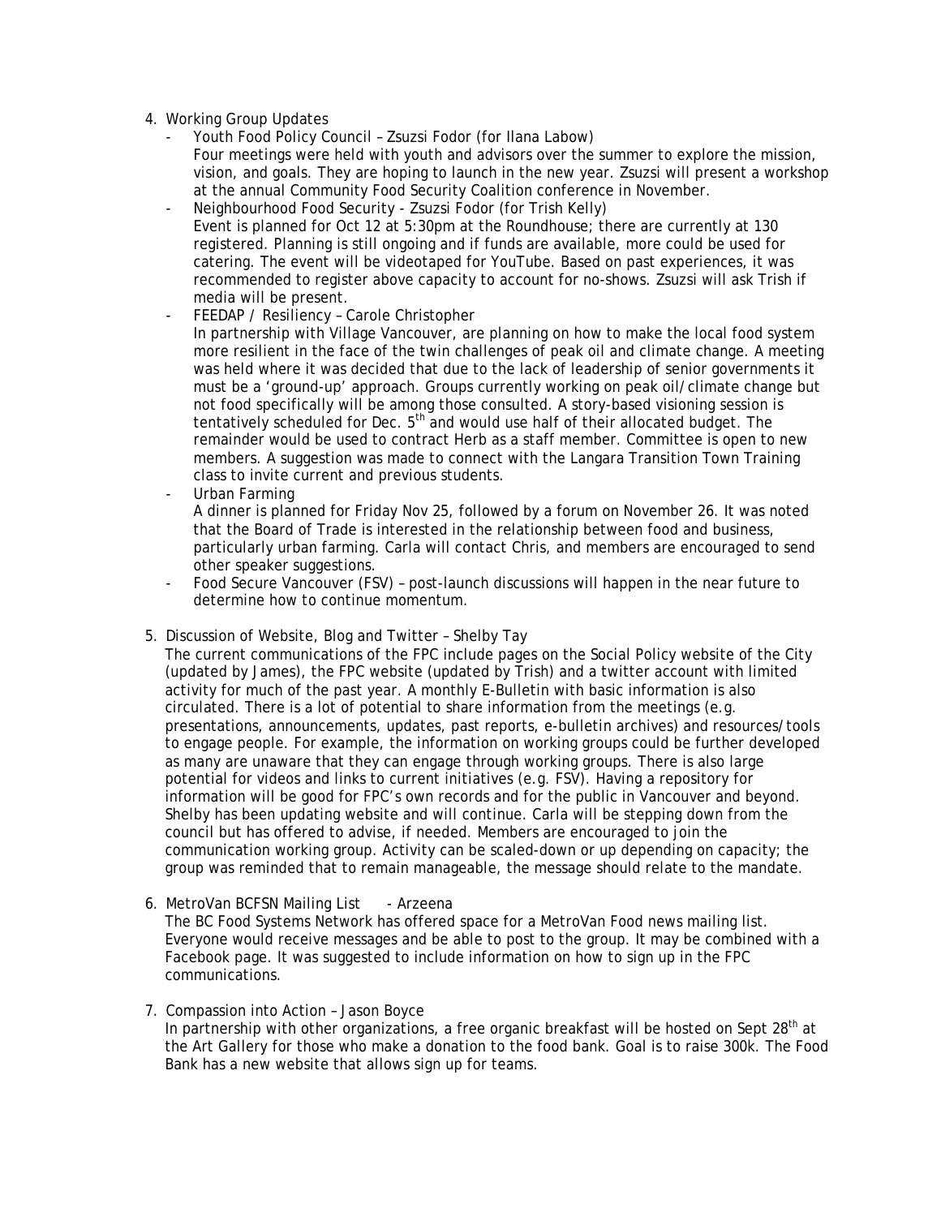4. Working Group Updates
   - Youth Food Policy Council – Zsuzsi Fodor (for Ilana Labow)
     Four meetings were held with youth and advisors over the summer to explore the mission, vision, and goals. They are hoping to launch in the new year. Zsuzsi will present a workshop at the annual Community Food Security Coalition conference in November.
   - Neighbourhood Food Security - Zsuzsi Fodor (for Trish Kelly)
     Event is planned for Oct 12 at 5:30pm at the Roundhouse; there are currently at 130 registered. Planning is still ongoing and if funds are available, more could be used for catering. The event will be videotaped for YouTube. Based on past experiences, it was recommended to register above capacity to account for no-shows. Zsuzsi will ask Trish if media will be present.
   - FEEDAP / Resiliency – Carole Christopher
     In partnership with Village Vancouver, are planning on how to make the local food system more resilient in the face of the twin challenges of peak oil and climate change. A meeting was held where it was decided that due to the lack of leadership of senior governments it must be a 'ground-up' approach. Groups currently working on peak oil/climate change but not food specifically will be among those consulted. A story-based visioning session is tentatively scheduled for Dec. 5th and would use half of their allocated budget. The remainder would be used to contract Herb as a staff member. Committee is open to new members. A suggestion was made to connect with the Langara Transition Town Training class to invite current and previous students.
   - Urban Farming
     A dinner is planned for Friday Nov 25, followed by a forum on November 26. It was noted that the Board of Trade is interested in the relationship between food and business, particularly urban farming. Carla will contact Chris, and members are encouraged to send other speaker suggestions.
   - Food Secure Vancouver (FSV) – post-launch discussions will happen in the near future to determine how to continue momentum.

5. Discussion of Website, Blog and Twitter – Shelby Tay
   The current communications of the FPC include pages on the Social Policy website of the City (updated by James), the FPC website (updated by Trish) and a twitter account with limited activity for much of the past year. A monthly E-Bulletin with basic information is also circulated. There is a lot of potential to share information from the meetings (e.g. presentations, announcements, updates, past reports, e-bulletin archives) and resources/tools to engage people. For example, the information on working groups could be further developed as many are unaware that they can engage through working groups. There is also large potential for videos and links to current initiatives (e.g. FSV). Having a repository for information will be good for FPC's own records and for the public in Vancouver and beyond. Shelby has been updating website and will continue. Carla will be stepping down from the council but has offered to advise, if needed. Members are encouraged to join the communication working group. Activity can be scaled-down or up depending on capacity; the group was reminded that to remain manageable, the message should relate to the mandate.

6. MetroVan BCFSN Mailing List - Arzeena
   The BC Food Systems Network has offered space for a MetroVan Food news mailing list. Everyone would receive messages and be able to post to the group. It may be combined with a Facebook page. It was suggested to include information on how to sign up in the FPC communications.

7. Compassion into Action – Jason Boyce
   In partnership with other organizations, a free organic breakfast will be hosted on Sept 28th at the Art Gallery for those who make a donation to the food bank. Goal is to raise 300k. The Food Bank has a new website that allows sign up for teams.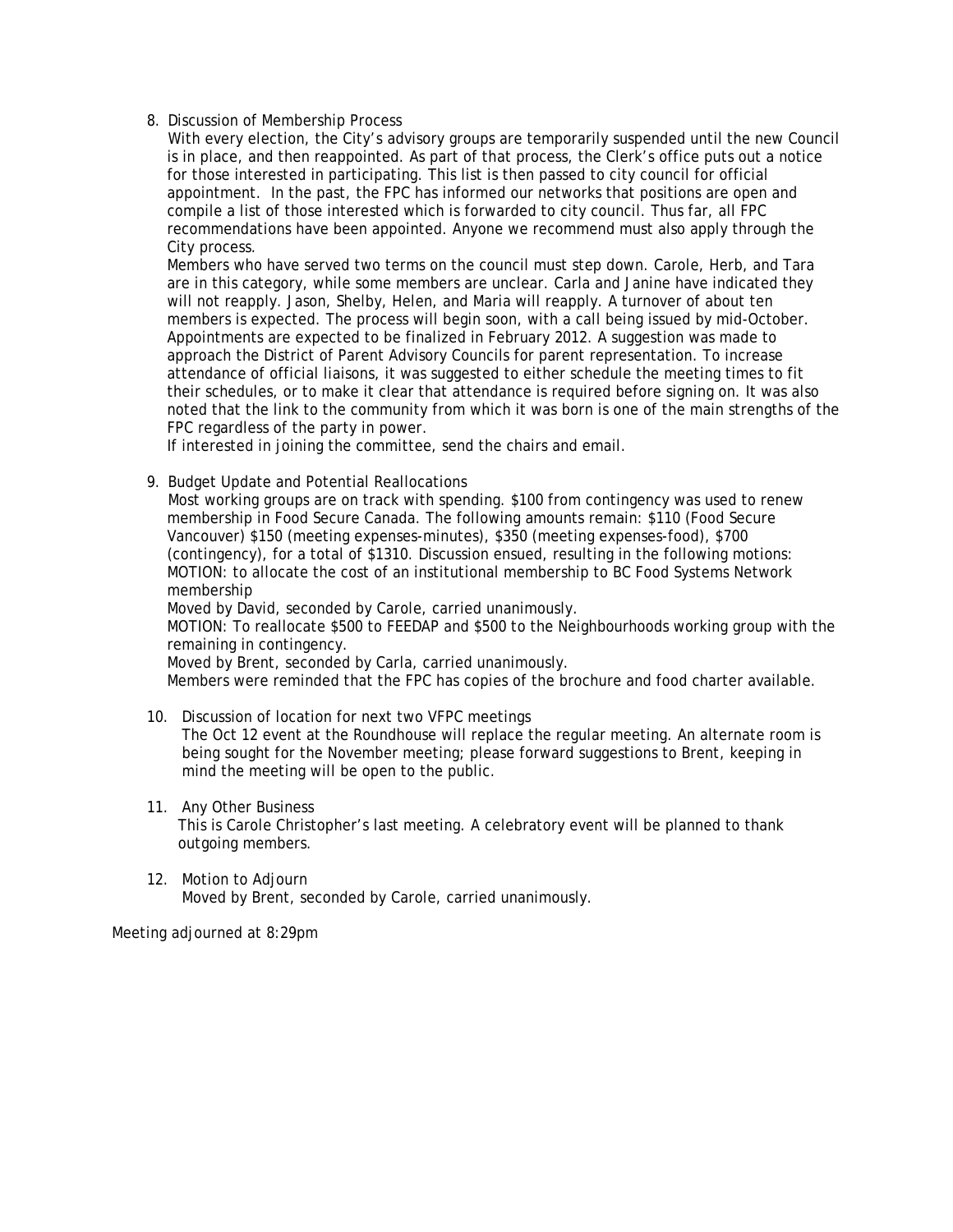8. Discussion of Membership Process

   With every election, the City's advisory groups are temporarily suspended until the new Council is in place, and then reappointed. As part of that process, the Clerk's office puts out a notice for those interested in participating. This list is then passed to city council for official appointment. In the past, the FPC has informed our networks that positions are open and compile a list of those interested which is forwarded to city council. Thus far, all FPC recommendations have been appointed. Anyone we recommend must also apply through the City process.

   Members who have served two terms on the council must step down. Carole, Herb, and Tara are in this category, while some members are unclear. Carla and Janine have indicated they will not reapply. Jason, Shelby, Helen, and Maria will reapply. A turnover of about ten members is expected. The process will begin soon, with a call being issued by mid-October. Appointments are expected to be finalized in February 2012. A suggestion was made to approach the District of Parent Advisory Councils for parent representation. To increase attendance of official liaisons, it was suggested to either schedule the meeting times to fit their schedules, or to make it clear that attendance is required before signing on. It was also noted that the link to the community from which it was born is one of the main strengths of the FPC regardless of the party in power.

   If interested in joining the committee, send the chairs and email.

9. Budget Update and Potential Reallocations

   Most working groups are on track with spending. $100 from contingency was used to renew membership in Food Secure Canada. The following amounts remain: $110 (Food Secure Vancouver) $150 (meeting expenses-minutes), $350 (meeting expenses-food), $700 (contingency), for a total of $1310. Discussion ensued, resulting in the following motions:

   MOTION: to allocate the cost of an institutional membership to BC Food Systems Network membership

   Moved by David, seconded by Carole, carried unanimously.

   MOTION: To reallocate $500 to FEEDAP and $500 to the Neighbourhoods working group with the remaining in contingency.

   Moved by Brent, seconded by Carla, carried unanimously.

   Members were reminded that the FPC has copies of the brochure and food charter available.

10. Discussion of location for next two VFPC meetings

    The Oct 12 event at the Roundhouse will replace the regular meeting. An alternate room is being sought for the November meeting; please forward suggestions to Brent, keeping in mind the meeting will be open to the public.

11. Any Other Business

    This is Carole Christopher's last meeting. A celebratory event will be planned to thank outgoing members.

12. Motion to Adjourn

    Moved by Brent, seconded by Carole, carried unanimously.

Meeting adjourned at 8:29pm